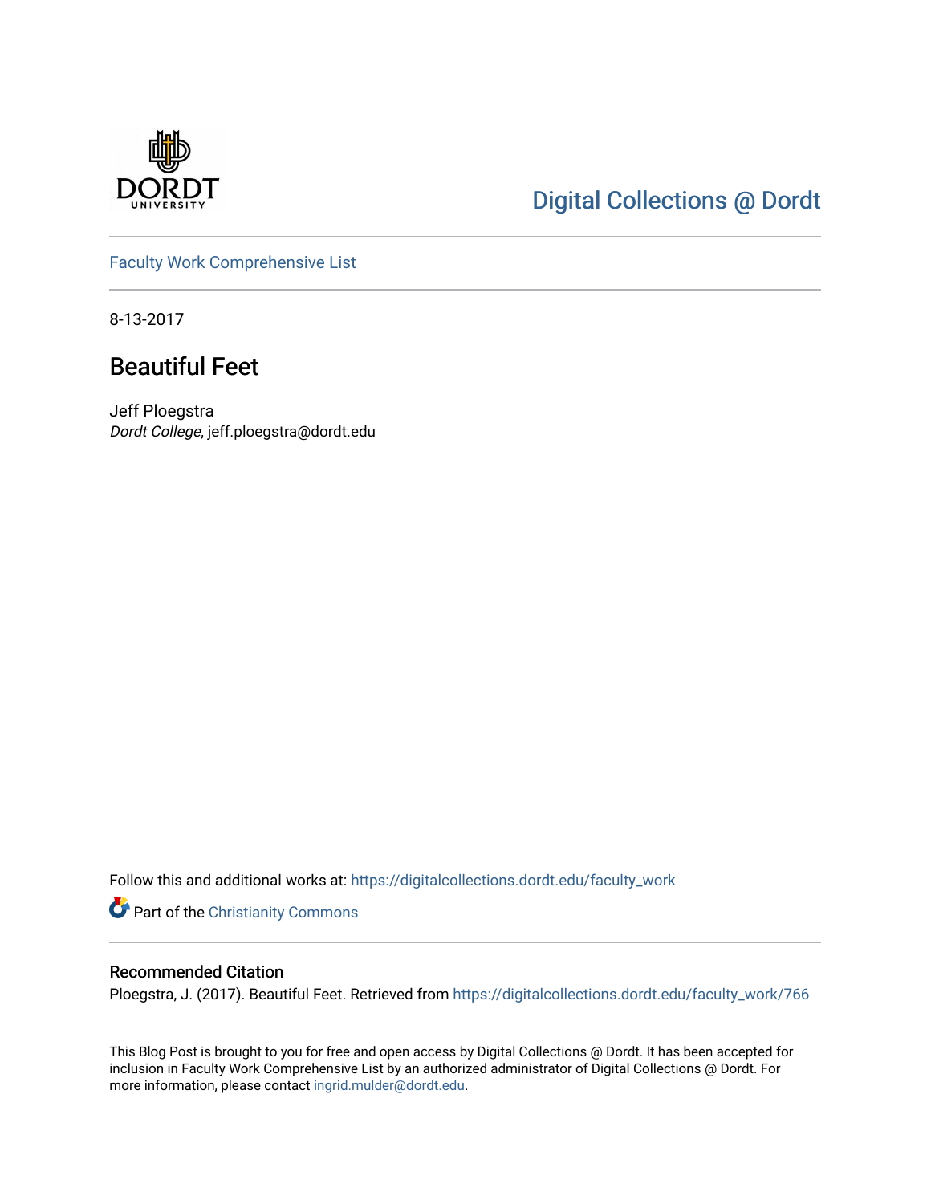Digital Collections @ Dordt

Faculty Work Comprehensive List

8-13-2017

# Beautiful Feet

Jeff Ploegstra

*Dordt College*, jeff.ploegstra@dordt.edu

Follow this and additional works at: https://digitalcollections.dordt.edu/faculty_work

Part of the Christianity Commons

## Recommended Citation

Ploegstra, J. (2017). Beautiful Feet. Retrieved from https://digitalcollections.dordt.edu/faculty_work/766

This Blog Post is brought to you for free and open access by Digital Collections @ Dordt. It has been accepted for inclusion in Faculty Work Comprehensive List by an authorized administrator of Digital Collections @ Dordt. For more information, please contact ingrid.mulder@dordt.edu.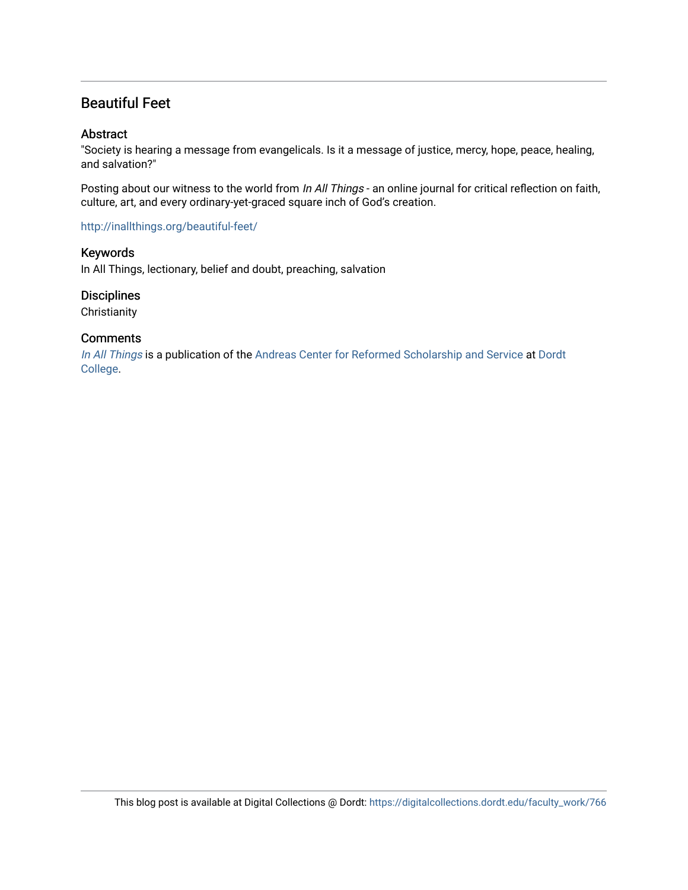## Beautiful Feet

### Abstract

"Society is hearing a message from evangelicals. Is it a message of justice, mercy, hope, peace, healing, and salvation?"

Posting about our witness to the world from *In All Things* - an online journal for critical reflection on faith, culture, art, and every ordinary-yet-graced square inch of God's creation.

http://inallthings.org/beautiful-feet/

### Keywords

In All Things, lectionary, belief and doubt, preaching, salvation

### Disciplines

Christianity

### Comments

*In All Things* is a publication of the Andreas Center for Reformed Scholarship and Service at Dordt College.

This blog post is available at Digital Collections @ Dordt: https://digitalcollections.dordt.edu/faculty_work/766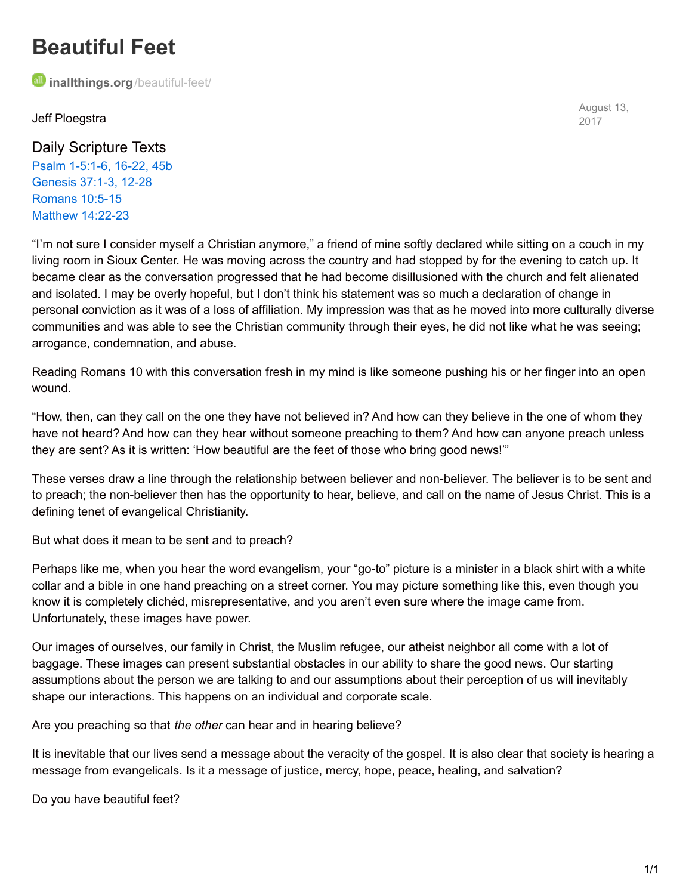# Beautiful Feet

inallthings.org/beautiful-feet/

Jeff Ploegstra

August 13, 2017

## Daily Scripture Texts

Psalm 1-5:1-6, 16-22, 45b
Genesis 37:1-3, 12-28
Romans 10:5-15
Matthew 14:22-23

"I'm not sure I consider myself a Christian anymore," a friend of mine softly declared while sitting on a couch in my living room in Sioux Center. He was moving across the country and had stopped by for the evening to catch up. It became clear as the conversation progressed that he had become disillusioned with the church and felt alienated and isolated. I may be overly hopeful, but I don't think his statement was so much a declaration of change in personal conviction as it was of a loss of affiliation. My impression was that as he moved into more culturally diverse communities and was able to see the Christian community through their eyes, he did not like what he was seeing; arrogance, condemnation, and abuse.

Reading Romans 10 with this conversation fresh in my mind is like someone pushing his or her finger into an open wound.

"How, then, can they call on the one they have not believed in? And how can they believe in the one of whom they have not heard? And how can they hear without someone preaching to them? And how can anyone preach unless they are sent? As it is written: 'How beautiful are the feet of those who bring good news!'"

These verses draw a line through the relationship between believer and non-believer. The believer is to be sent and to preach; the non-believer then has the opportunity to hear, believe, and call on the name of Jesus Christ. This is a defining tenet of evangelical Christianity.

But what does it mean to be sent and to preach?

Perhaps like me, when you hear the word evangelism, your "go-to" picture is a minister in a black shirt with a white collar and a bible in one hand preaching on a street corner. You may picture something like this, even though you know it is completely clichéd, misrepresentative, and you aren't even sure where the image came from. Unfortunately, these images have power.

Our images of ourselves, our family in Christ, the Muslim refugee, our atheist neighbor all come with a lot of baggage. These images can present substantial obstacles in our ability to share the good news. Our starting assumptions about the person we are talking to and our assumptions about their perception of us will inevitably shape our interactions. This happens on an individual and corporate scale.

Are you preaching so that *the other* can hear and in hearing believe?

It is inevitable that our lives send a message about the veracity of the gospel. It is also clear that society is hearing a message from evangelicals. Is it a message of justice, mercy, hope, peace, healing, and salvation?

Do you have beautiful feet?